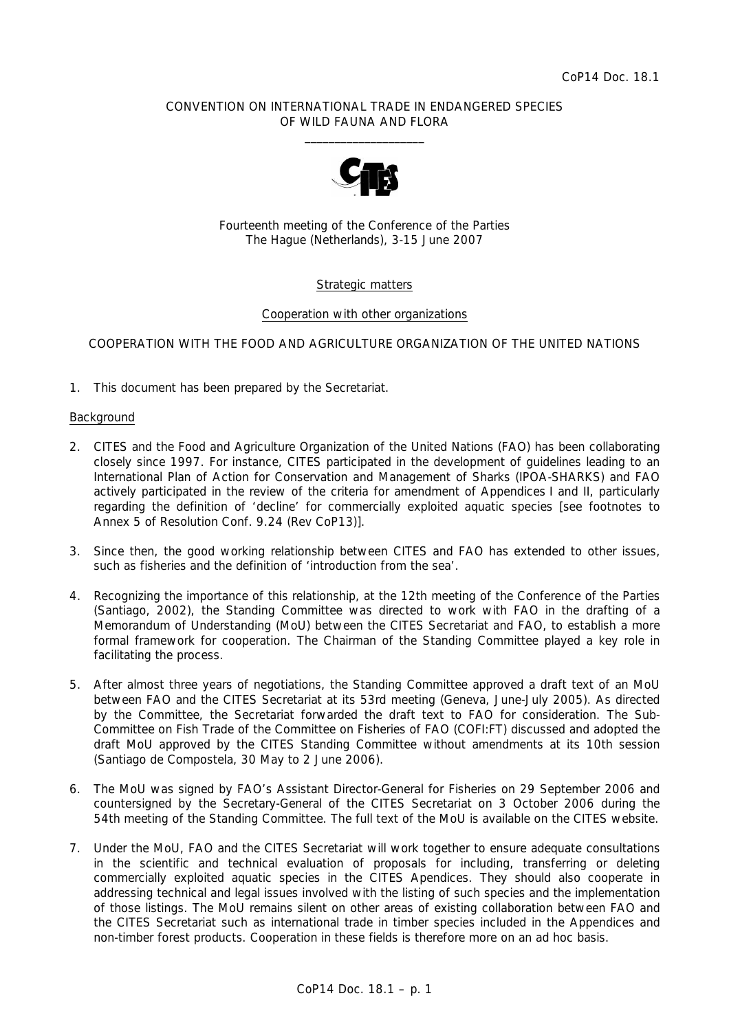CoP14 Doc. 18.1

CONVENTION ON INTERNATIONAL TRADE IN ENDANGERED SPECIES
OF WILD FAUNA AND FLORA

\_\_\_\_\_\_\_\_\_\_\_\_\_\_\_\_\_\_\_\_

Fourteenth meeting of the Conference of the Parties
The Hague (Netherlands), 3-15 June 2007

Strategic matters

Cooperation with other organizations

COOPERATION WITH THE FOOD AND AGRICULTURE ORGANIZATION OF THE UNITED NATIONS

1. This document has been prepared by the Secretariat.

Background

2. CITES and the Food and Agriculture Organization of the United Nations (FAO) has been collaborating closely since 1997. For instance, CITES participated in the development of guidelines leading to an International Plan of Action for Conservation and Management of Sharks (IPOA-SHARKS) and FAO actively participated in the review of the criteria for amendment of Appendices I and II, particularly regarding the definition of 'decline' for commercially exploited aquatic species [see footnotes to Annex 5 of Resolution Conf. 9.24 (Rev CoP13)].

3. Since then, the good working relationship between CITES and FAO has extended to other issues, such as fisheries and the definition of 'introduction from the sea'.

4. Recognizing the importance of this relationship, at the 12th meeting of the Conference of the Parties (Santiago, 2002), the Standing Committee was directed to work with FAO in the drafting of a Memorandum of Understanding (MoU) between the CITES Secretariat and FAO, to establish a more formal framework for cooperation. The Chairman of the Standing Committee played a key role in facilitating the process.

5. After almost three years of negotiations, the Standing Committee approved a draft text of an MoU between FAO and the CITES Secretariat at its 53rd meeting (Geneva, June-July 2005). As directed by the Committee, the Secretariat forwarded the draft text to FAO for consideration. The Sub-Committee on Fish Trade of the Committee on Fisheries of FAO (COFI:FT) discussed and adopted the draft MoU approved by the CITES Standing Committee without amendments at its 10th session (Santiago de Compostela, 30 May to 2 June 2006).

6. The MoU was signed by FAO's Assistant Director-General for Fisheries on 29 September 2006 and countersigned by the Secretary-General of the CITES Secretariat on 3 October 2006 during the 54th meeting of the Standing Committee. The full text of the MoU is available on the CITES website.

7. Under the MoU, FAO and the CITES Secretariat will work together to ensure adequate consultations in the scientific and technical evaluation of proposals for including, transferring or deleting commercially exploited aquatic species in the CITES Apendices. They should also cooperate in addressing technical and legal issues involved with the listing of such species and the implementation of those listings. The MoU remains silent on other areas of existing collaboration between FAO and the CITES Secretariat such as international trade in timber species included in the Appendices and non-timber forest products. Cooperation in these fields is therefore more on an ad hoc basis.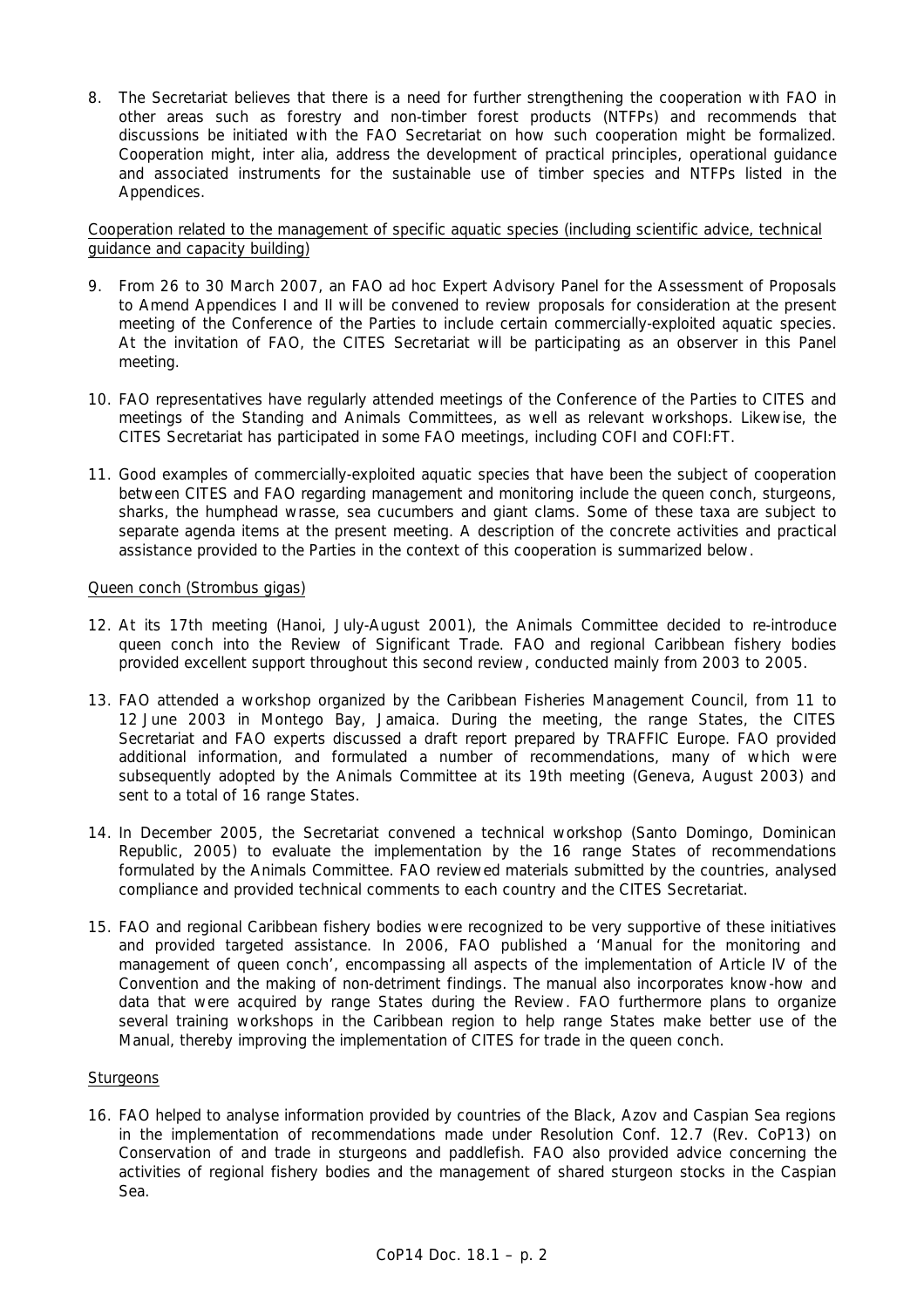8. The Secretariat believes that there is a need for further strengthening the cooperation with FAO in other areas such as forestry and non-timber forest products (NTFPs) and recommends that discussions be initiated with the FAO Secretariat on how such cooperation might be formalized. Cooperation might, inter alia, address the development of practical principles, operational guidance and associated instruments for the sustainable use of timber species and NTFPs listed in the Appendices.

Cooperation related to the management of specific aquatic species (including scientific advice, technical guidance and capacity building)

9. From 26 to 30 March 2007, an FAO ad hoc Expert Advisory Panel for the Assessment of Proposals to Amend Appendices I and II will be convened to review proposals for consideration at the present meeting of the Conference of the Parties to include certain commercially-exploited aquatic species. At the invitation of FAO, the CITES Secretariat will be participating as an observer in this Panel meeting.

10. FAO representatives have regularly attended meetings of the Conference of the Parties to CITES and meetings of the Standing and Animals Committees, as well as relevant workshops. Likewise, the CITES Secretariat has participated in some FAO meetings, including COFI and COFI:FT.

11. Good examples of commercially-exploited aquatic species that have been the subject of cooperation between CITES and FAO regarding management and monitoring include the queen conch, sturgeons, sharks, the humphead wrasse, sea cucumbers and giant clams. Some of these taxa are subject to separate agenda items at the present meeting. A description of the concrete activities and practical assistance provided to the Parties in the context of this cooperation is summarized below.

Queen conch (*Strombus gigas*)

12. At its 17th meeting (Hanoi, July-August 2001), the Animals Committee decided to re-introduce queen conch into the Review of Significant Trade. FAO and regional Caribbean fishery bodies provided excellent support throughout this second review, conducted mainly from 2003 to 2005.

13. FAO attended a workshop organized by the Caribbean Fisheries Management Council, from 11 to 12 June 2003 in Montego Bay, Jamaica. During the meeting, the range States, the CITES Secretariat and FAO experts discussed a draft report prepared by TRAFFIC Europe. FAO provided additional information, and formulated a number of recommendations, many of which were subsequently adopted by the Animals Committee at its 19th meeting (Geneva, August 2003) and sent to a total of 16 range States.

14. In December 2005, the Secretariat convened a technical workshop (Santo Domingo, Dominican Republic, 2005) to evaluate the implementation by the 16 range States of recommendations formulated by the Animals Committee. FAO reviewed materials submitted by the countries, analysed compliance and provided technical comments to each country and the CITES Secretariat.

15. FAO and regional Caribbean fishery bodies were recognized to be very supportive of these initiatives and provided targeted assistance. In 2006, FAO published a 'Manual for the monitoring and management of queen conch', encompassing all aspects of the implementation of Article IV of the Convention and the making of non-detriment findings. The manual also incorporates know-how and data that were acquired by range States during the Review. FAO furthermore plans to organize several training workshops in the Caribbean region to help range States make better use of the Manual, thereby improving the implementation of CITES for trade in the queen conch.

Sturgeons

16. FAO helped to analyse information provided by countries of the Black, Azov and Caspian Sea regions in the implementation of recommendations made under Resolution Conf. 12.7 (Rev. CoP13) on Conservation of and trade in sturgeons and paddlefish. FAO also provided advice concerning the activities of regional fishery bodies and the management of shared sturgeon stocks in the Caspian Sea.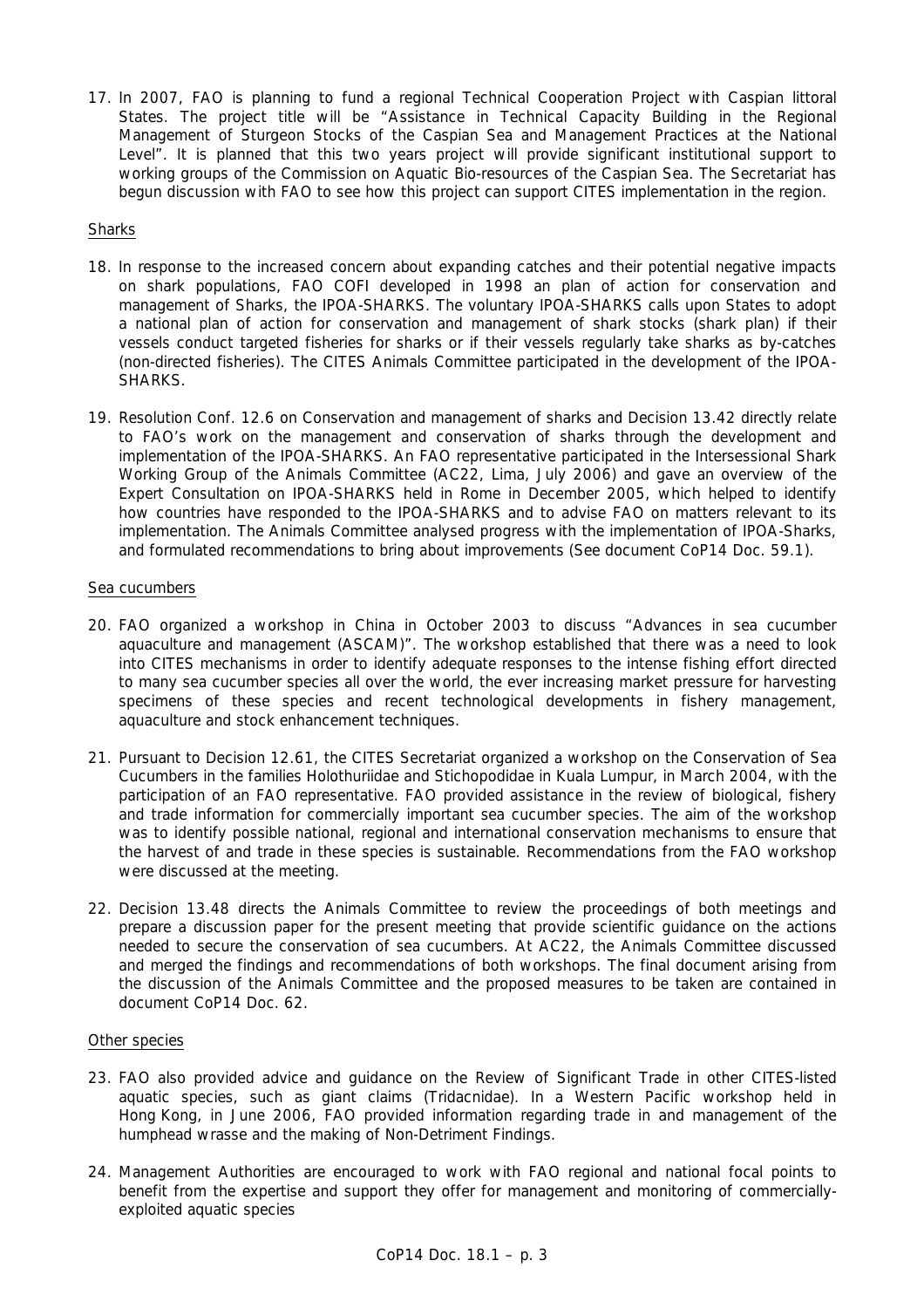17. In 2007, FAO is planning to fund a regional Technical Cooperation Project with Caspian littoral States. The project title will be "Assistance in Technical Capacity Building in the Regional Management of Sturgeon Stocks of the Caspian Sea and Management Practices at the National Level". It is planned that this two years project will provide significant institutional support to working groups of the Commission on Aquatic Bio-resources of the Caspian Sea. The Secretariat has begun discussion with FAO to see how this project can support CITES implementation in the region.

Sharks

18. In response to the increased concern about expanding catches and their potential negative impacts on shark populations, FAO COFI developed in 1998 an plan of action for conservation and management of Sharks, the IPOA-SHARKS. The voluntary IPOA-SHARKS calls upon States to adopt a national plan of action for conservation and management of shark stocks (shark plan) if their vessels conduct targeted fisheries for sharks or if their vessels regularly take sharks as by-catches (non-directed fisheries). The CITES Animals Committee participated in the development of the IPOA-SHARKS.

19. Resolution Conf. 12.6 on Conservation and management of sharks and Decision 13.42 directly relate to FAO's work on the management and conservation of sharks through the development and implementation of the IPOA-SHARKS. An FAO representative participated in the Intersessional Shark Working Group of the Animals Committee (AC22, Lima, July 2006) and gave an overview of the Expert Consultation on IPOA-SHARKS held in Rome in December 2005, which helped to identify how countries have responded to the IPOA-SHARKS and to advise FAO on matters relevant to its implementation. The Animals Committee analysed progress with the implementation of IPOA-Sharks, and formulated recommendations to bring about improvements (See document CoP14 Doc. 59.1).

Sea cucumbers

20. FAO organized a workshop in China in October 2003 to discuss "Advances in sea cucumber aquaculture and management (ASCAM)". The workshop established that there was a need to look into CITES mechanisms in order to identify adequate responses to the intense fishing effort directed to many sea cucumber species all over the world, the ever increasing market pressure for harvesting specimens of these species and recent technological developments in fishery management, aquaculture and stock enhancement techniques.

21. Pursuant to Decision 12.61, the CITES Secretariat organized a workshop on the Conservation of Sea Cucumbers in the families Holothuriidae and Stichopodidae in Kuala Lumpur, in March 2004, with the participation of an FAO representative. FAO provided assistance in the review of biological, fishery and trade information for commercially important sea cucumber species. The aim of the workshop was to identify possible national, regional and international conservation mechanisms to ensure that the harvest of and trade in these species is sustainable. Recommendations from the FAO workshop were discussed at the meeting.

22. Decision 13.48 directs the Animals Committee to review the proceedings of both meetings and prepare a discussion paper for the present meeting that provide scientific guidance on the actions needed to secure the conservation of sea cucumbers. At AC22, the Animals Committee discussed and merged the findings and recommendations of both workshops. The final document arising from the discussion of the Animals Committee and the proposed measures to be taken are contained in document CoP14 Doc. 62.

Other species

23. FAO also provided advice and guidance on the Review of Significant Trade in other CITES-listed aquatic species, such as giant claims (Tridacnidae). In a Western Pacific workshop held in Hong Kong, in June 2006, FAO provided information regarding trade in and management of the humphead wrasse and the making of Non-Detriment Findings.

24. Management Authorities are encouraged to work with FAO regional and national focal points to benefit from the expertise and support they offer for management and monitoring of commercially-exploited aquatic species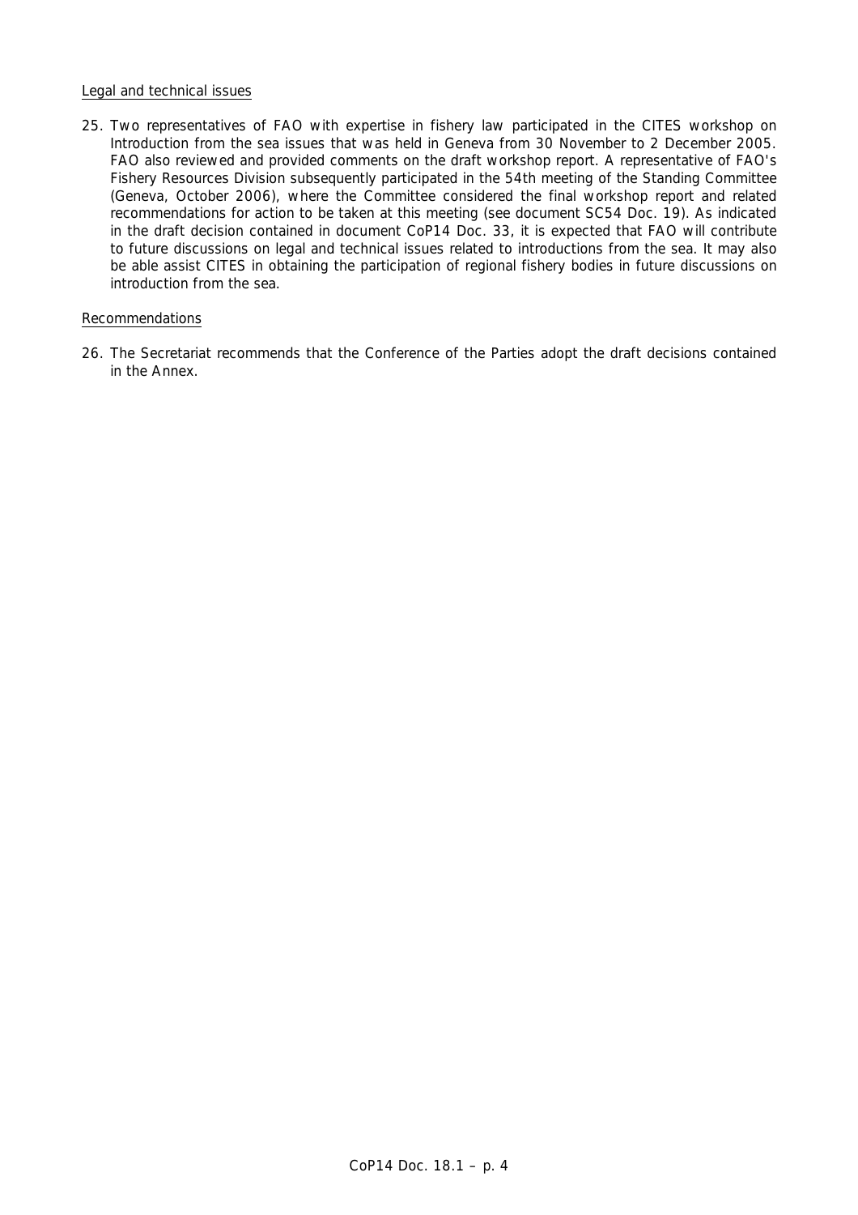Legal and technical issues

25. Two representatives of FAO with expertise in fishery law participated in the CITES workshop on Introduction from the sea issues that was held in Geneva from 30 November to 2 December 2005. FAO also reviewed and provided comments on the draft workshop report. A representative of FAO's Fishery Resources Division subsequently participated in the 54th meeting of the Standing Committee (Geneva, October 2006), where the Committee considered the final workshop report and related recommendations for action to be taken at this meeting (see document SC54 Doc. 19). As indicated in the draft decision contained in document CoP14 Doc. 33, it is expected that FAO will contribute to future discussions on legal and technical issues related to introductions from the sea. It may also be able assist CITES in obtaining the participation of regional fishery bodies in future discussions on introduction from the sea.

Recommendations

26. The Secretariat recommends that the Conference of the Parties adopt the draft decisions contained in the Annex.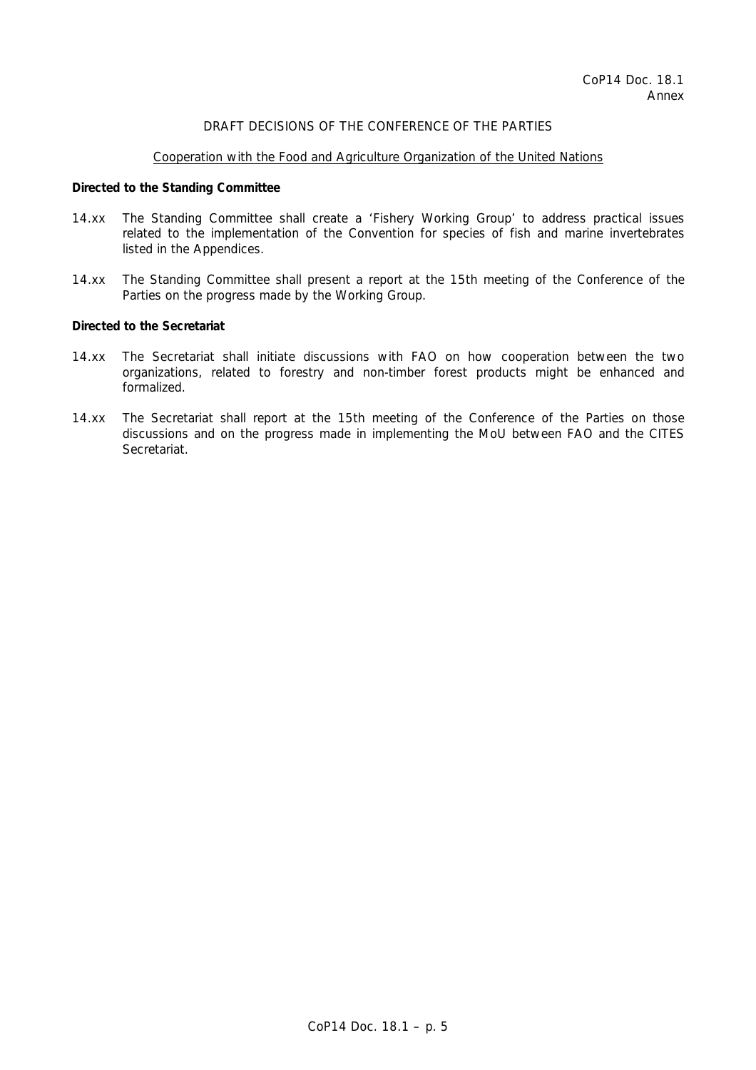CoP14 Doc. 18.1
Annex

DRAFT DECISIONS OF THE CONFERENCE OF THE PARTIES

Cooperation with the Food and Agriculture Organization of the United Nations

**Directed to the Standing Committee**

14.xx The Standing Committee shall create a 'Fishery Working Group' to address practical issues related to the implementation of the Convention for species of fish and marine invertebrates listed in the Appendices.

14.xx The Standing Committee shall present a report at the 15th meeting of the Conference of the Parties on the progress made by the Working Group.

**Directed to the Secretariat**

14.xx The Secretariat shall initiate discussions with FAO on how cooperation between the two organizations, related to forestry and non-timber forest products might be enhanced and formalized.

14.xx The Secretariat shall report at the 15th meeting of the Conference of the Parties on those discussions and on the progress made in implementing the MoU between FAO and the CITES Secretariat.